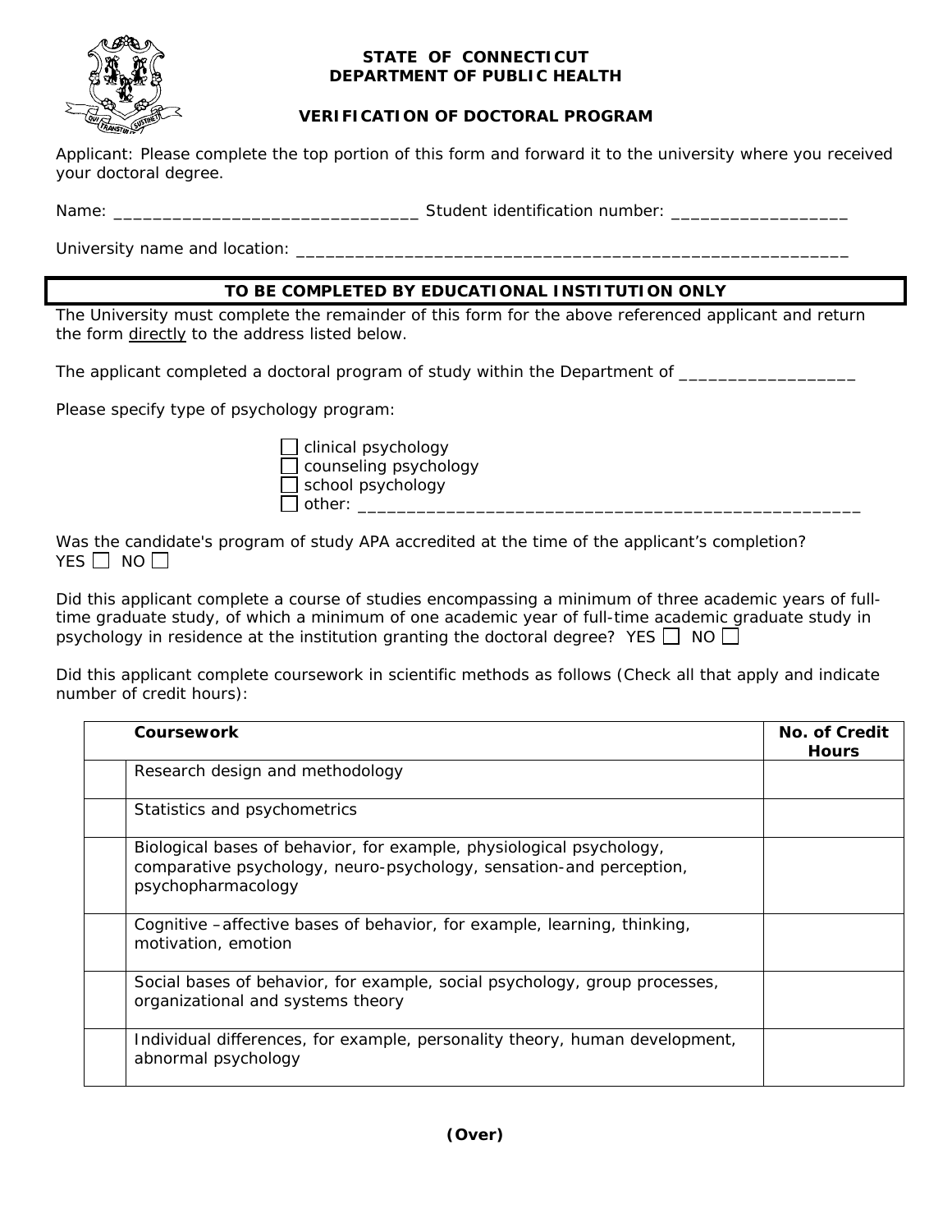**STATE OF CONNECTICUT**
**DEPARTMENT OF PUBLIC HEALTH**

## VERIFICATION OF DOCTORAL PROGRAM

Applicant: Please complete the top portion of this form and forward it to the university where you received your doctoral degree.

Name: _______________________________ Student identification number: __________________

University name and location: __________________________________________________________

**TO BE COMPLETED BY EDUCATIONAL INSTITUTION ONLY**

The University must complete the remainder of this form for the above referenced applicant and return the form directly to the address listed below.

The applicant completed a doctoral program of study within the Department of __________________

Please specify type of psychology program:

- ☐ clinical psychology
- ☐ counseling psychology
- ☐ school psychology
- ☐ other: ____________________________________________________

Was the candidate's program of study APA accredited at the time of the applicant's completion?
YES ☐ NO ☐

Did this applicant complete a course of studies encompassing a minimum of three academic years of full-time graduate study, of which a minimum of one academic year of full-time academic graduate study in psychology in residence at the institution granting the doctoral degree? YES ☐ NO ☐

Did this applicant complete coursework in scientific methods as follows (Check all that apply and indicate number of credit hours):

| | Coursework | No. of Credit Hours |
|---|---|---|
| | Research design and methodology | |
| | Statistics and psychometrics | |
| | Biological bases of behavior, for example, physiological psychology, comparative psychology, neuro-psychology, sensation-and perception, psychopharmacology | |
| | Cognitive –affective bases of behavior, for example, learning, thinking, motivation, emotion | |
| | Social bases of behavior, for example, social psychology, group processes, organizational and systems theory | |
| | Individual differences, for example, personality theory, human development, abnormal psychology | |

**(Over)**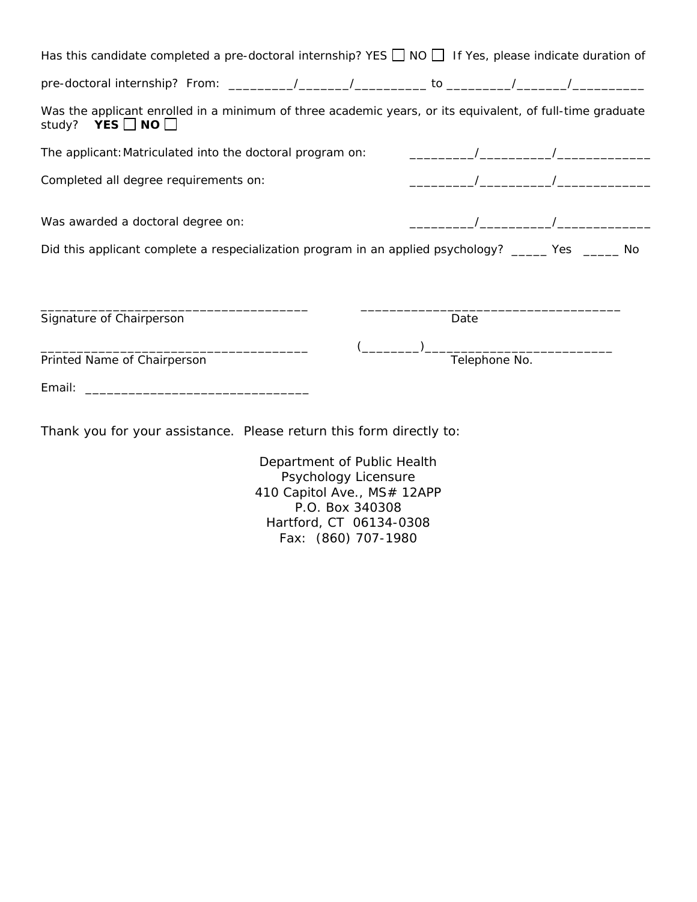Has this candidate completed a pre-doctoral internship? YES ☐ NO ☐ If Yes, please indicate duration of

pre-doctoral internship? From: _________/_______/__________ to _________/_______/__________

Was the applicant enrolled in a minimum of three academic years, or its equivalent, of full-time graduate study? **YES** ☐ **NO** ☐

The applicant: Matriculated into the doctoral program on: _________/__________/_____________

Completed all degree requirements on: _________/__________/_____________

Was awarded a doctoral degree on: _________/__________/_____________

Did this applicant complete a respecialization program in an applied psychology? _____ Yes _____ No

_____________________________________ _____________________________________
Signature of Chairperson Date

_____________________________________ (________)___________________________
Printed Name of Chairperson Telephone No.

Email: _______________________________

Thank you for your assistance. Please return this form directly to:

Department of Public Health
Psychology Licensure
410 Capitol Ave., MS# 12APP
P.O. Box 340308
Hartford, CT 06134-0308
Fax: (860) 707-1980